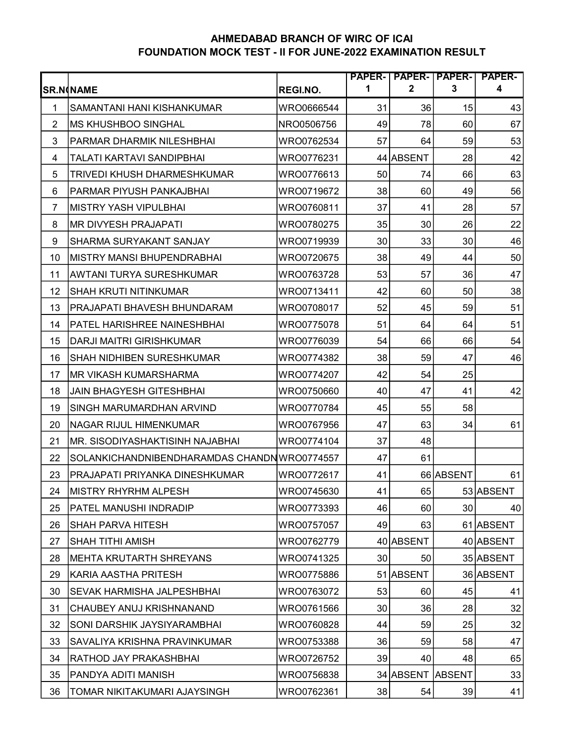# AHMEDABAD BRANCH OF WIRC OF ICAI
## FOUNDATION MOCK TEST - II FOR JUNE-2022 EXAMINATION RESULT

| SR.NO | NAME | REGI.NO. | PAPER-1 | PAPER-2 | PAPER-3 | PAPER-4 |
|---|---|---|---|---|---|---|
| 1 | SAMANTANI HANI KISHANKUMAR | WRO0666544 | 31 | 36 | 15 | 43 |
| 2 | MS KHUSHBOO SINGHAL | NRO0506756 | 49 | 78 | 60 | 67 |
| 3 | PARMAR DHARMIK NILESHBHAI | WRO0762534 | 57 | 64 | 59 | 53 |
| 4 | TALATI KARTAVI SANDIPBHAI | WRO0776231 | 44 | ABSENT | 28 | 42 |
| 5 | TRIVEDI KHUSH DHARMESHKUMAR | WRO0776613 | 50 | 74 | 66 | 63 |
| 6 | PARMAR PIYUSH PANKAJBHAI | WRO0719672 | 38 | 60 | 49 | 56 |
| 7 | MISTRY YASH VIPULBHAI | WRO0760811 | 37 | 41 | 28 | 57 |
| 8 | MR DIVYESH PRAJAPATI | WRO0780275 | 35 | 30 | 26 | 22 |
| 9 | SHARMA SURYAKANT SANJAY | WRO0719939 | 30 | 33 | 30 | 46 |
| 10 | MISTRY MANSI BHUPENDRABHAI | WRO0720675 | 38 | 49 | 44 | 50 |
| 11 | AWTANI TURYA SURESHKUMAR | WRO0763728 | 53 | 57 | 36 | 47 |
| 12 | SHAH KRUTI NITINKUMAR | WRO0713411 | 42 | 60 | 50 | 38 |
| 13 | PRAJAPATI BHAVESH BHUNDARAM | WRO0708017 | 52 | 45 | 59 | 51 |
| 14 | PATEL HARISHREE NAINESHBHAI | WRO0775078 | 51 | 64 | 64 | 51 |
| 15 | DARJI MAITRI GIRISHKUMAR | WRO0776039 | 54 | 66 | 66 | 54 |
| 16 | SHAH NIDHIBEN SURESHKUMAR | WRO0774382 | 38 | 59 | 47 | 46 |
| 17 | MR VIKASH KUMARSHARMA | WRO0774207 | 42 | 54 | 25 | |
| 18 | JAIN BHAGYESH GITESHBHAI | WRO0750660 | 40 | 47 | 41 | 42 |
| 19 | SINGH MARUMARDHAN ARVIND | WRO0770784 | 45 | 55 | 58 | |
| 20 | NAGAR RIJUL HIMENKUMAR | WRO0767956 | 47 | 63 | 34 | 61 |
| 21 | MR. SISODIYASHAKTISINH NAJABHAI | WRO0774104 | 37 | 48 | | |
| 22 | SOLANKICHANDNIBENDHARAMDAS CHANDN | WRO0774557 | 47 | 61 | | |
| 23 | PRAJAPATI PRIYANKA DINESHKUMAR | WRO0772617 | 41 | 66 | ABSENT | 61 |
| 24 | MISTRY RHYRHM ALPESH | WRO0745630 | 41 | 65 | 53 | ABSENT |
| 25 | PATEL MANUSHI INDRADIP | WRO0773393 | 46 | 60 | 30 | 40 |
| 26 | SHAH PARVA HITESH | WRO0757057 | 49 | 63 | 61 | ABSENT |
| 27 | SHAH TITHI AMISH | WRO0762779 | 40 | ABSENT | 40 | ABSENT |
| 28 | MEHTA KRUTARTH SHREYANS | WRO0741325 | 30 | 50 | 35 | ABSENT |
| 29 | KARIA AASTHA PRITESH | WRO0775886 | 51 | ABSENT | 36 | ABSENT |
| 30 | SEVAK HARMISHA JALPESHBHAI | WRO0763072 | 53 | 60 | 45 | 41 |
| 31 | CHAUBEY ANUJ KRISHNANAND | WRO0761566 | 30 | 36 | 28 | 32 |
| 32 | SONI DARSHIK JAYSIYARAMBHAI | WRO0760828 | 44 | 59 | 25 | 32 |
| 33 | SAVALIYA KRISHNA PRAVINKUMAR | WRO0753388 | 36 | 59 | 58 | 47 |
| 34 | RATHOD JAY PRAKASHBHAI | WRO0726752 | 39 | 40 | 48 | 65 |
| 35 | PANDYA ADITI MANISH | WRO0756838 | 34 | ABSENT | ABSENT | 33 |
| 36 | TOMAR NIKITAKUMARI AJAYSINGH | WRO0762361 | 38 | 54 | 39 | 41 |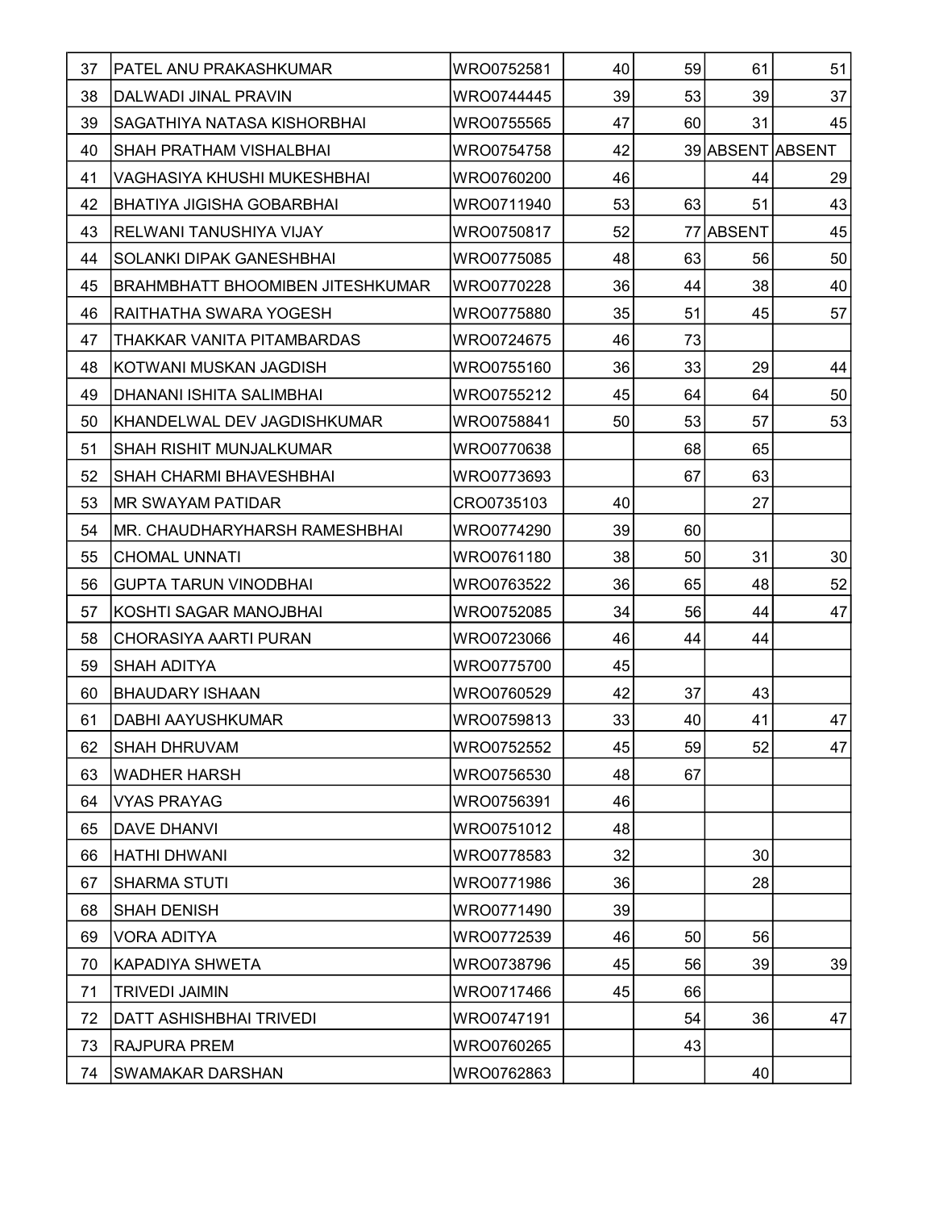| | | | | | | |
|---|---|---|---|---|---|---|
| 37 | PATEL ANU PRAKASHKUMAR | WRO0752581 | 40 | 59 | 61 | 51 |
| 38 | DALWADI JINAL PRAVIN | WRO0744445 | 39 | 53 | 39 | 37 |
| 39 | SAGATHIYA NATASA KISHORBHAI | WRO0755565 | 47 | 60 | 31 | 45 |
| 40 | SHAH PRATHAM VISHALBHAI | WRO0754758 | 42 | 39 | ABSENT | ABSENT |
| 41 | VAGHASIYA KHUSHI MUKESHBHAI | WRO0760200 | 46 | | 44 | 29 |
| 42 | BHATIYA JIGISHA GOBARBHAI | WRO0711940 | 53 | 63 | 51 | 43 |
| 43 | RELWANI TANUSHIYA VIJAY | WRO0750817 | 52 | 77 | ABSENT | 45 |
| 44 | SOLANKI DIPAK GANESHBHAI | WRO0775085 | 48 | 63 | 56 | 50 |
| 45 | BRAHMBHATT BHOOMIBEN JITESHKUMAR | WRO0770228 | 36 | 44 | 38 | 40 |
| 46 | RAITHATHA SWARA YOGESH | WRO0775880 | 35 | 51 | 45 | 57 |
| 47 | THAKKAR VANITA PITAMBARDAS | WRO0724675 | 46 | 73 | | |
| 48 | KOTWANI MUSKAN JAGDISH | WRO0755160 | 36 | 33 | 29 | 44 |
| 49 | DHANANI ISHITA SALIMBHAI | WRO0755212 | 45 | 64 | 64 | 50 |
| 50 | KHANDELWAL DEV JAGDISHKUMAR | WRO0758841 | 50 | 53 | 57 | 53 |
| 51 | SHAH RISHIT MUNJALKUMAR | WRO0770638 | | 68 | 65 | |
| 52 | SHAH CHARMI BHAVESHBHAI | WRO0773693 | | 67 | 63 | |
| 53 | MR SWAYAM PATIDAR | CRO0735103 | 40 | | 27 | |
| 54 | MR. CHAUDHARYHARSH RAMESHBHAI | WRO0774290 | 39 | 60 | | |
| 55 | CHOMAL UNNATI | WRO0761180 | 38 | 50 | 31 | 30 |
| 56 | GUPTA TARUN VINODBHAI | WRO0763522 | 36 | 65 | 48 | 52 |
| 57 | KOSHTI SAGAR MANOJBHAI | WRO0752085 | 34 | 56 | 44 | 47 |
| 58 | CHORASIYA AARTI PURAN | WRO0723066 | 46 | 44 | 44 | |
| 59 | SHAH ADITYA | WRO0775700 | 45 | | | |
| 60 | BHAUDARY ISHAAN | WRO0760529 | 42 | 37 | 43 | |
| 61 | DABHI AAYUSHKUMAR | WRO0759813 | 33 | 40 | 41 | 47 |
| 62 | SHAH DHRUVAM | WRO0752552 | 45 | 59 | 52 | 47 |
| 63 | WADHER HARSH | WRO0756530 | 48 | 67 | | |
| 64 | VYAS PRAYAG | WRO0756391 | 46 | | | |
| 65 | DAVE DHANVI | WRO0751012 | 48 | | | |
| 66 | HATHI DHWANI | WRO0778583 | 32 | | 30 | |
| 67 | SHARMA STUTI | WRO0771986 | 36 | | 28 | |
| 68 | SHAH DENISH | WRO0771490 | 39 | | | |
| 69 | VORA ADITYA | WRO0772539 | 46 | 50 | 56 | |
| 70 | KAPADIYA SHWETA | WRO0738796 | 45 | 56 | 39 | 39 |
| 71 | TRIVEDI JAIMIN | WRO0717466 | 45 | 66 | | |
| 72 | DATT ASHISHBHAI TRIVEDI | WRO0747191 | | 54 | 36 | 47 |
| 73 | RAJPURA PREM | WRO0760265 | | 43 | | |
| 74 | SWAMAKAR DARSHAN | WRO0762863 | | | 40 | |